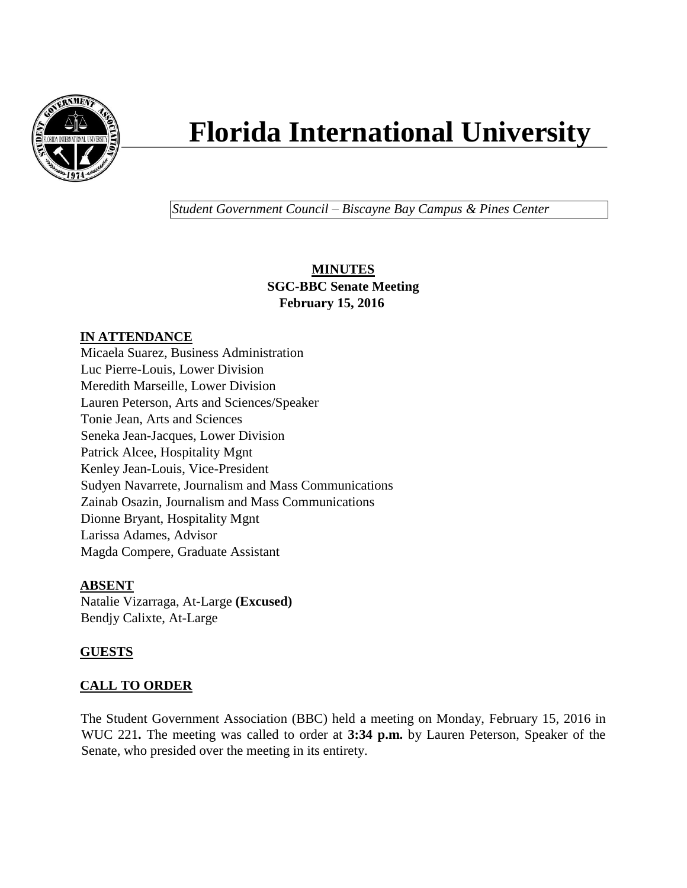# Florida International University

*Student Government Council – Biscayne Bay Campus & Pines Center*

**MINUTES**
**SGC-BBC Senate Meeting**
**February 15, 2016**

## IN ATTENDANCE

Micaela Suarez, Business Administration
Luc Pierre-Louis, Lower Division
Meredith Marseille, Lower Division
Lauren Peterson, Arts and Sciences/Speaker
Tonie Jean, Arts and Sciences
Seneka Jean-Jacques, Lower Division
Patrick Alcee, Hospitality Mgnt
Kenley Jean-Louis, Vice-President
Sudyen Navarrete, Journalism and Mass Communications
Zainab Osazin, Journalism and Mass Communications
Dionne Bryant, Hospitality Mgnt
Larissa Adames, Advisor
Magda Compere, Graduate Assistant

## ABSENT

Natalie Vizarraga, At-Large **(Excused)**
Bendjy Calixte, At-Large

## GUESTS

## CALL TO ORDER

The Student Government Association (BBC) held a meeting on Monday, February 15, 2016 in WUC 221**.** The meeting was called to order at **3:34 p.m.** by Lauren Peterson, Speaker of the Senate, who presided over the meeting in its entirety.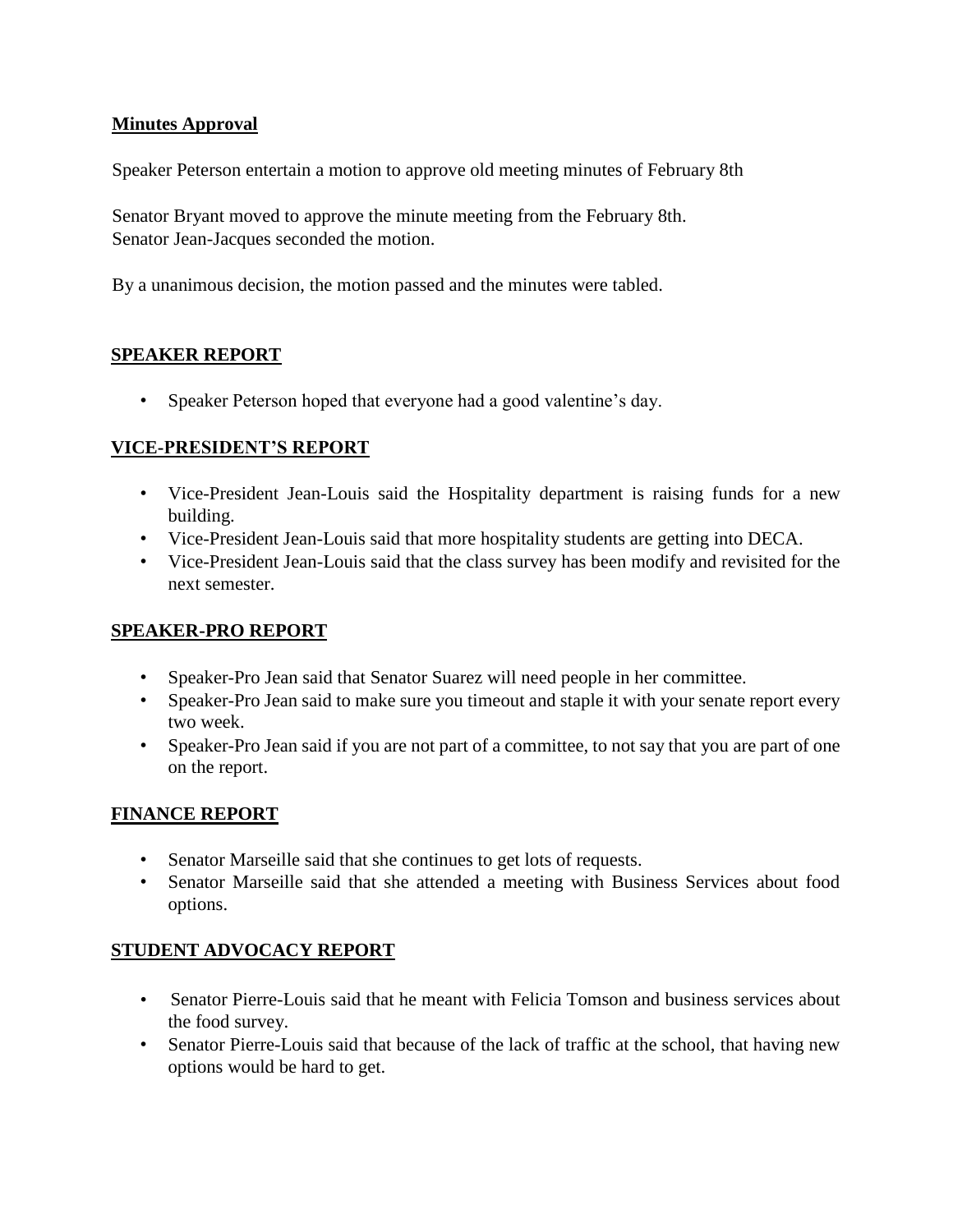**Minutes Approval**

Speaker Peterson entertain a motion to approve old meeting minutes of February 8th

Senator Bryant moved to approve the minute meeting from the February 8th.
Senator Jean-Jacques seconded the motion.

By a unanimous decision, the motion passed and the minutes were tabled.

**SPEAKER REPORT**

- Speaker Peterson hoped that everyone had a good valentine's day.

**VICE-PRESIDENT'S REPORT**

- Vice-President Jean-Louis said the Hospitality department is raising funds for a new building.
- Vice-President Jean-Louis said that more hospitality students are getting into DECA.
- Vice-President Jean-Louis said that the class survey has been modify and revisited for the next semester.

**SPEAKER-PRO REPORT**

- Speaker-Pro Jean said that Senator Suarez will need people in her committee.
- Speaker-Pro Jean said to make sure you timeout and staple it with your senate report every two week.
- Speaker-Pro Jean said if you are not part of a committee, to not say that you are part of one on the report.

**FINANCE REPORT**

- Senator Marseille said that she continues to get lots of requests.
- Senator Marseille said that she attended a meeting with Business Services about food options.

**STUDENT ADVOCACY REPORT**

- Senator Pierre-Louis said that he meant with Felicia Tomson and business services about the food survey.
- Senator Pierre-Louis said that because of the lack of traffic at the school, that having new options would be hard to get.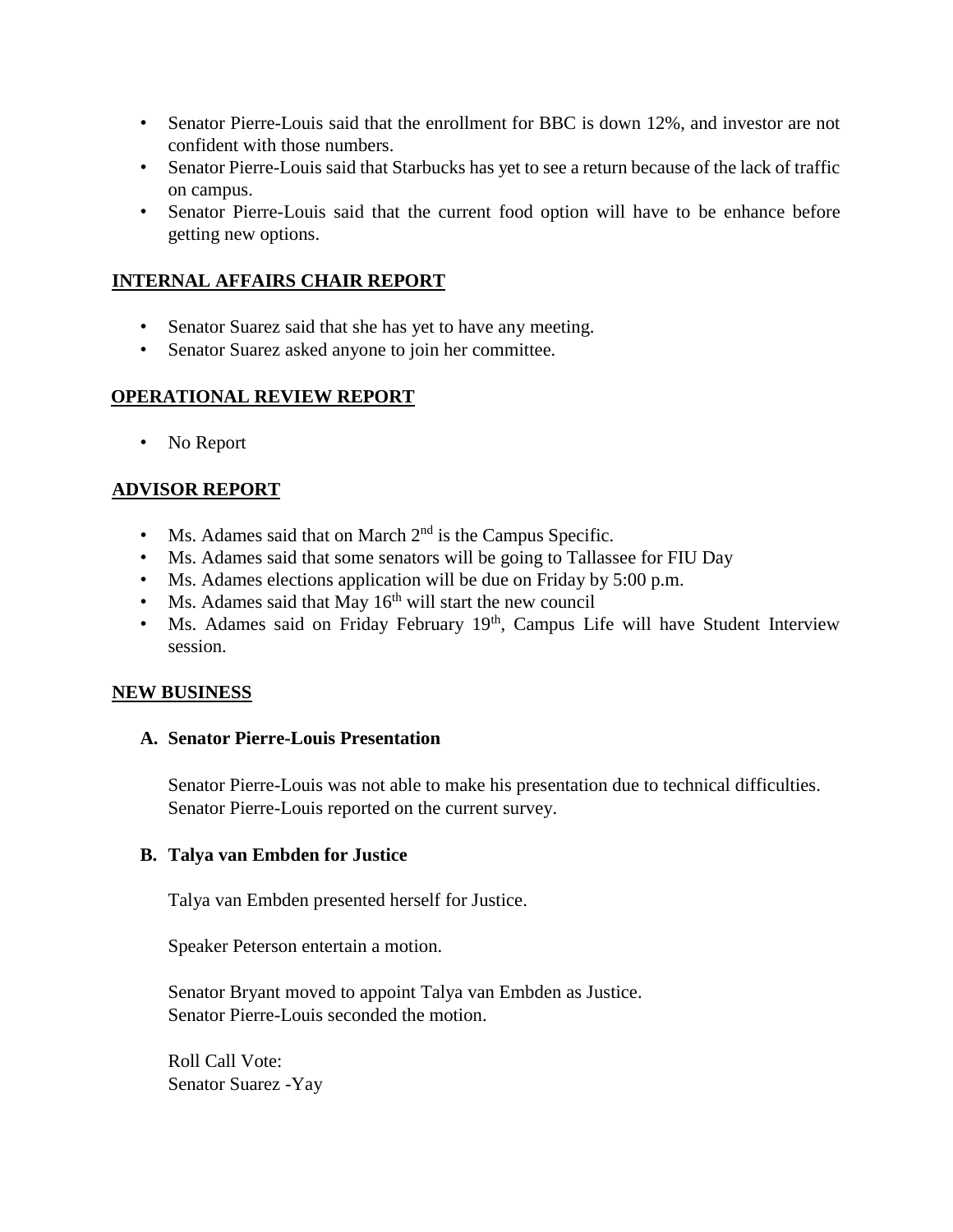- Senator Pierre-Louis said that the enrollment for BBC is down 12%, and investor are not confident with those numbers.
- Senator Pierre-Louis said that Starbucks has yet to see a return because of the lack of traffic on campus.
- Senator Pierre-Louis said that the current food option will have to be enhance before getting new options.

## INTERNAL AFFAIRS CHAIR REPORT

- Senator Suarez said that she has yet to have any meeting.
- Senator Suarez asked anyone to join her committee.

## OPERATIONAL REVIEW REPORT

- No Report

## ADVISOR REPORT

- Ms. Adames said that on March 2nd is the Campus Specific.
- Ms. Adames said that some senators will be going to Tallassee for FIU Day
- Ms. Adames elections application will be due on Friday by 5:00 p.m.
- Ms. Adames said that May 16th will start the new council
- Ms. Adames said on Friday February 19th, Campus Life will have Student Interview session.

## NEW BUSINESS

### A. Senator Pierre-Louis Presentation

Senator Pierre-Louis was not able to make his presentation due to technical difficulties. Senator Pierre-Louis reported on the current survey.

### B. Talya van Embden for Justice

Talya van Embden presented herself for Justice.

Speaker Peterson entertain a motion.

Senator Bryant moved to appoint Talya van Embden as Justice.
Senator Pierre-Louis seconded the motion.

Roll Call Vote:
Senator Suarez -Yay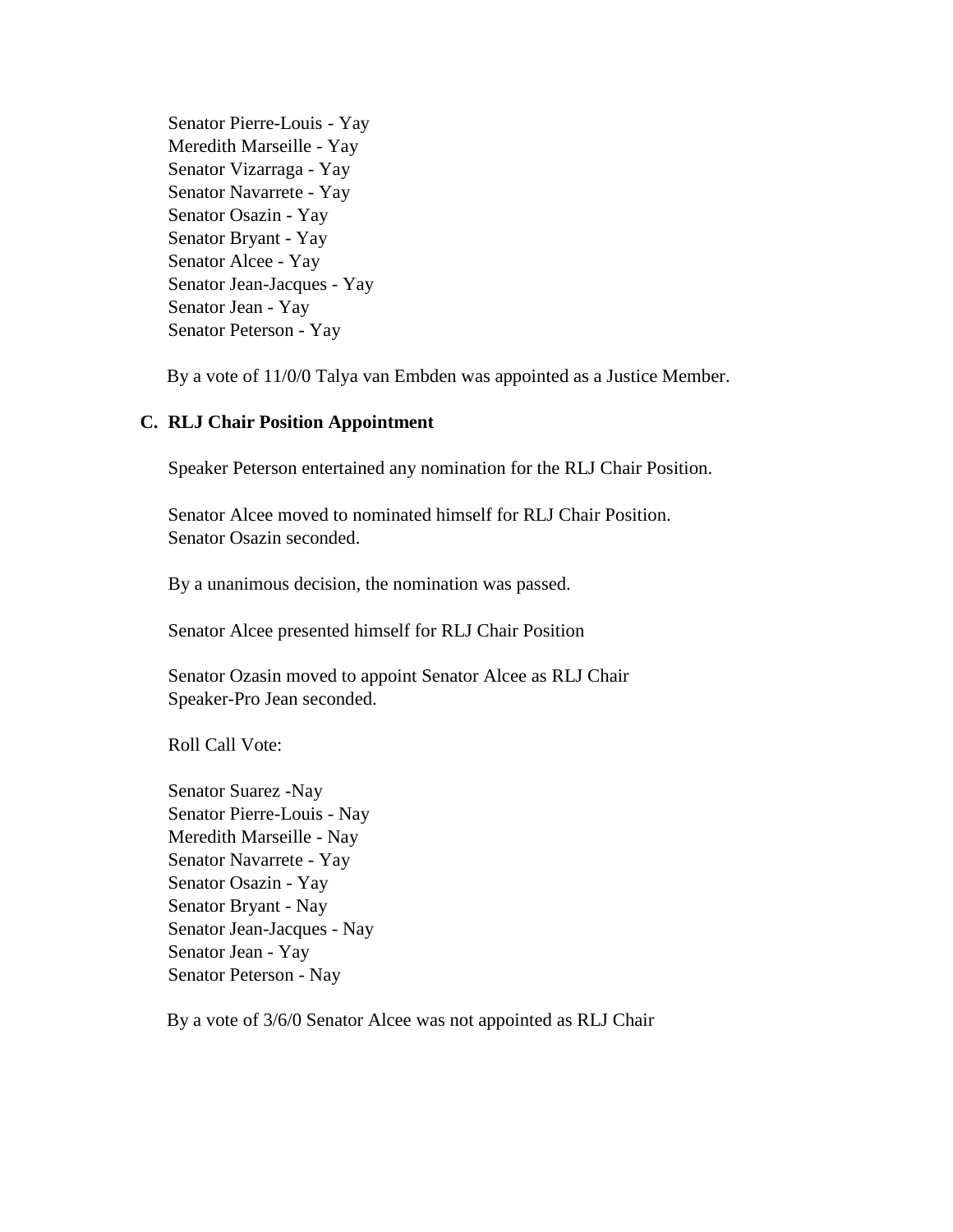Senator Pierre-Louis - Yay  
Meredith Marseille - Yay  
Senator Vizarraga - Yay  
Senator Navarrete - Yay  
Senator Osazin - Yay  
Senator Bryant - Yay  
Senator Alcee - Yay  
Senator Jean-Jacques - Yay  
Senator Jean - Yay  
Senator Peterson - Yay

By a vote of 11/0/0 Talya van Embden was appointed as a Justice Member.

### C. RLJ Chair Position Appointment

Speaker Peterson entertained any nomination for the RLJ Chair Position.

Senator Alcee moved to nominated himself for RLJ Chair Position.  
Senator Osazin seconded.

By a unanimous decision, the nomination was passed.

Senator Alcee presented himself for RLJ Chair Position

Senator Ozasin moved to appoint Senator Alcee as RLJ Chair  
Speaker-Pro Jean seconded.

Roll Call Vote:

Senator Suarez -Nay  
Senator Pierre-Louis - Nay  
Meredith Marseille - Nay  
Senator Navarrete - Yay  
Senator Osazin - Yay  
Senator Bryant - Nay  
Senator Jean-Jacques - Nay  
Senator Jean - Yay  
Senator Peterson - Nay

By a vote of 3/6/0 Senator Alcee was not appointed as RLJ Chair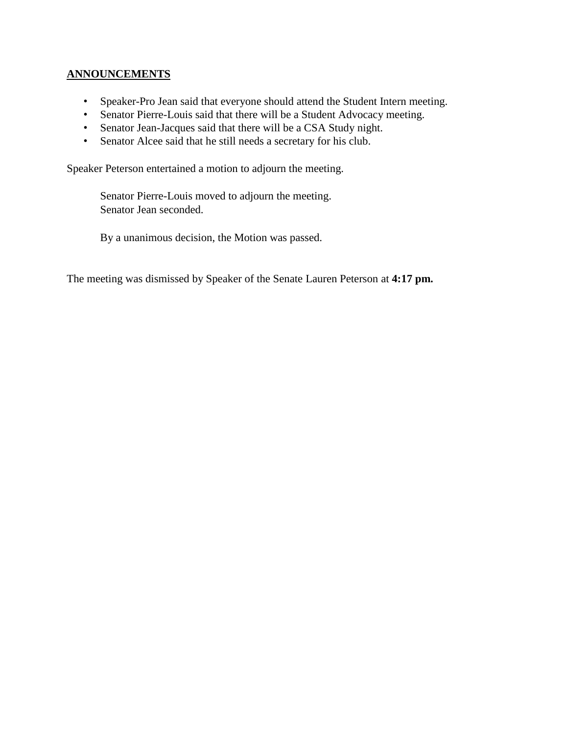**ANNOUNCEMENTS**

- Speaker-Pro Jean said that everyone should attend the Student Intern meeting.
- Senator Pierre-Louis said that there will be a Student Advocacy meeting.
- Senator Jean-Jacques said that there will be a CSA Study night.
- Senator Alcee said that he still needs a secretary for his club.

Speaker Peterson entertained a motion to adjourn the meeting.

Senator Pierre-Louis moved to adjourn the meeting.
Senator Jean seconded.

By a unanimous decision, the Motion was passed.

The meeting was dismissed by Speaker of the Senate Lauren Peterson at **4:17 pm.**